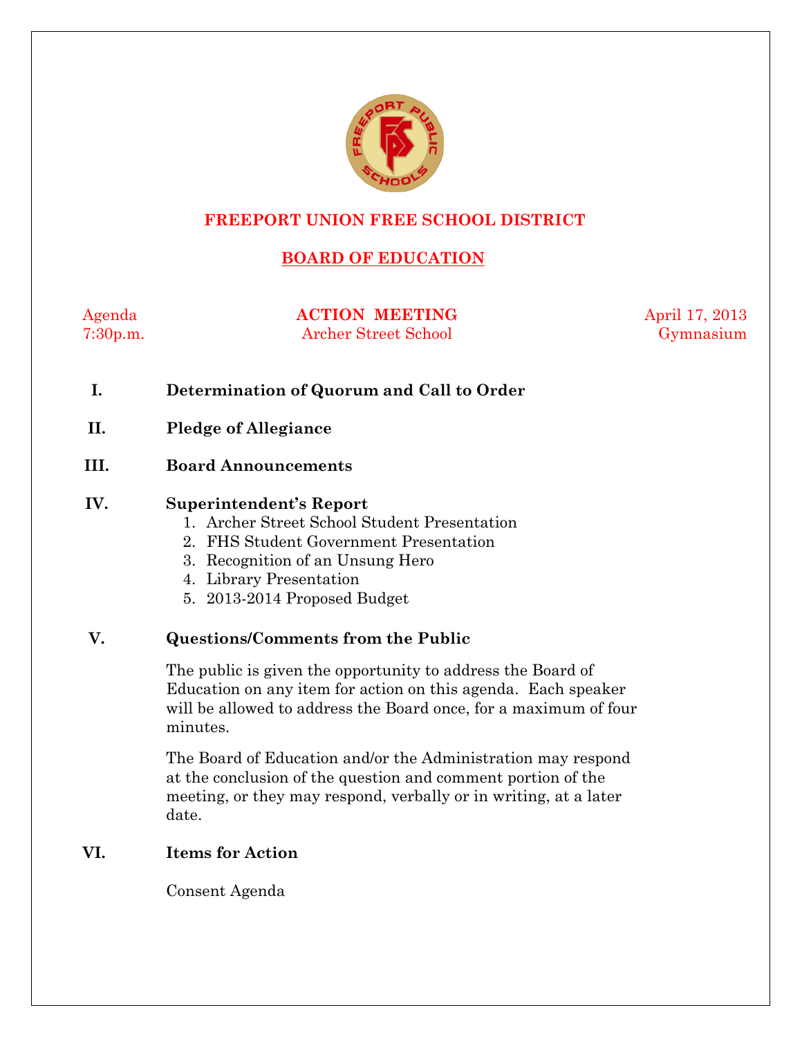# FREEPORT UNION FREE SCHOOL DISTRICT

## BOARD OF EDUCATION

Agenda | **ACTION MEETING** | April 17, 2013
7:30p.m. | Archer Street School | Gymnasium

**I. Determination of Quorum and Call to Order**

**II. Pledge of Allegiance**

**III. Board Announcements**

**IV. Superintendent's Report**

1. Archer Street School Student Presentation
2. FHS Student Government Presentation
3. Recognition of an Unsung Hero
4. Library Presentation
5. 2013-2014 Proposed Budget

**V. Questions/Comments from the Public**

The public is given the opportunity to address the Board of Education on any item for action on this agenda. Each speaker will be allowed to address the Board once, for a maximum of four minutes.

The Board of Education and/or the Administration may respond at the conclusion of the question and comment portion of the meeting, or they may respond, verbally or in writing, at a later date.

**VI. Items for Action**

Consent Agenda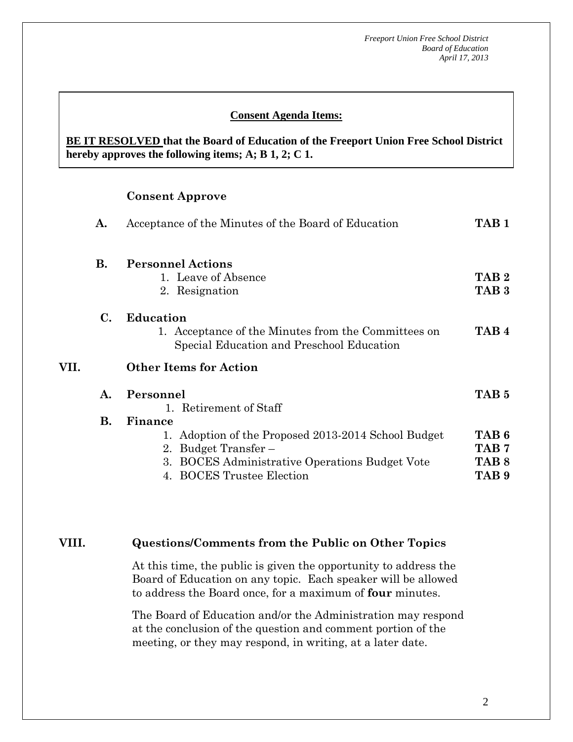**Consent Agenda Items:**

**BE IT RESOLVED that the Board of Education of the Freeport Union Free School District hereby approves the following items; A; B 1, 2; C 1.**

**Consent Approve**

**A.** Acceptance of the Minutes of the Board of Education **TAB 1**

**B. Personnel Actions**

1. Leave of Absence **TAB 2**
2. Resignation **TAB 3**

**C. Education**

1. Acceptance of the Minutes from the Committees on Special Education and Preschool Education **TAB 4**

## VII. Other Items for Action

**A. Personnel** **TAB 5**

1. Retirement of Staff

**B. Finance**

1. Adoption of the Proposed 2013-2014 School Budget **TAB 6**
2. Budget Transfer – **TAB 7**
3. BOCES Administrative Operations Budget Vote **TAB 8**
4. BOCES Trustee Election **TAB 9**

## VIII. Questions/Comments from the Public on Other Topics

At this time, the public is given the opportunity to address the Board of Education on any topic. Each speaker will be allowed to address the Board once, for a maximum of **four** minutes.

The Board of Education and/or the Administration may respond at the conclusion of the question and comment portion of the meeting, or they may respond, in writing, at a later date.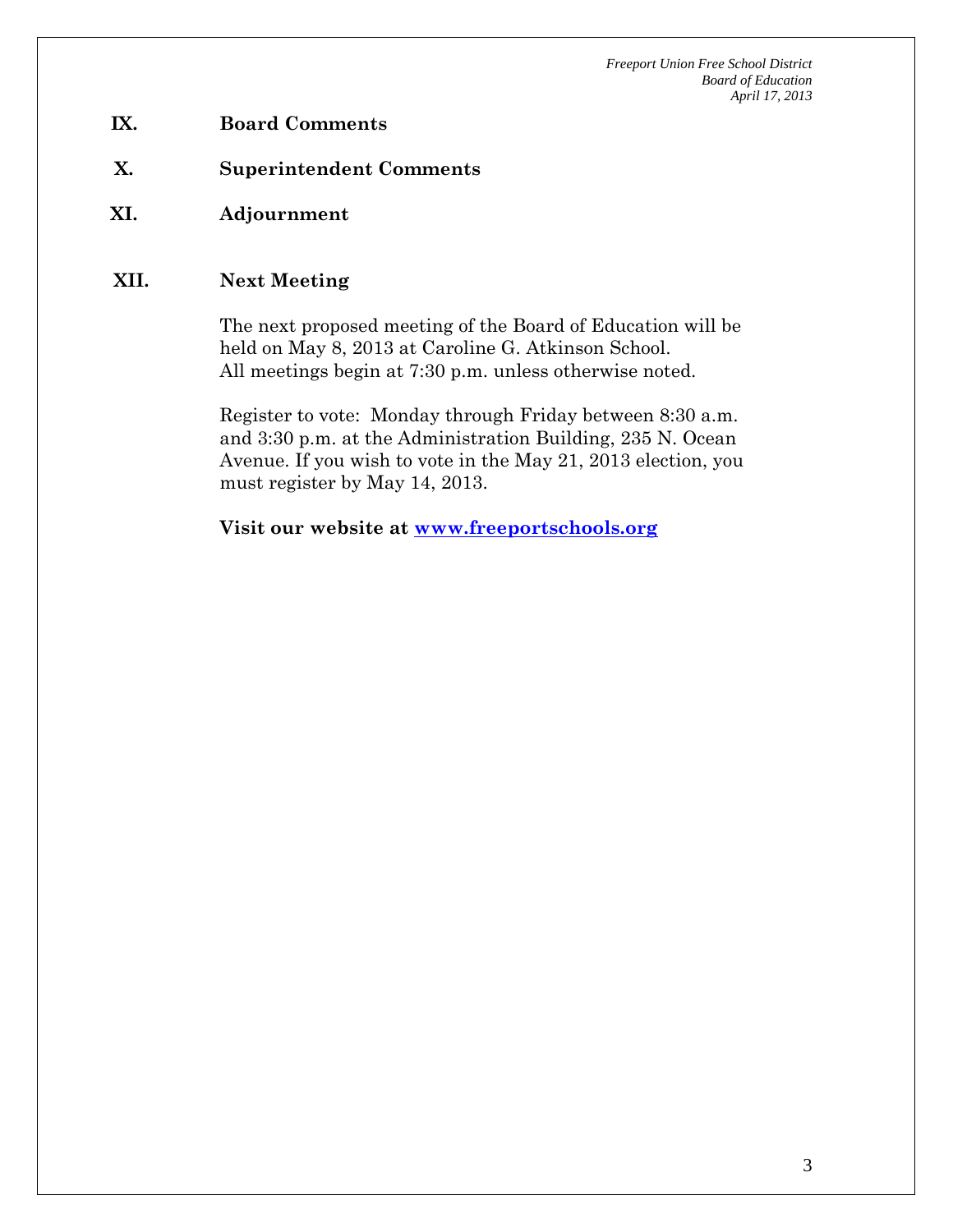## IX. Board Comments

## X. Superintendent Comments

## XI. Adjournment

## XII. Next Meeting

The next proposed meeting of the Board of Education will be held on May 8, 2013 at Caroline G. Atkinson School. All meetings begin at 7:30 p.m. unless otherwise noted.

Register to vote: Monday through Friday between 8:30 a.m. and 3:30 p.m. at the Administration Building, 235 N. Ocean Avenue. If you wish to vote in the May 21, 2013 election, you must register by May 14, 2013.

**Visit our website at [www.freeportschools.org](http://www.freeportschools.org)**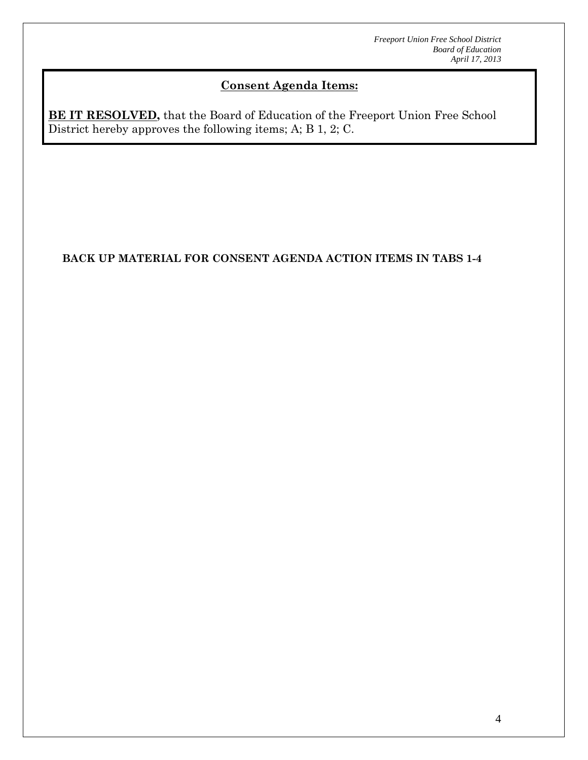## Consent Agenda Items:

**BE IT RESOLVED,** that the Board of Education of the Freeport Union Free School District hereby approves the following items; A; B 1, 2; C.

**BACK UP MATERIAL FOR CONSENT AGENDA ACTION ITEMS IN TABS 1-4**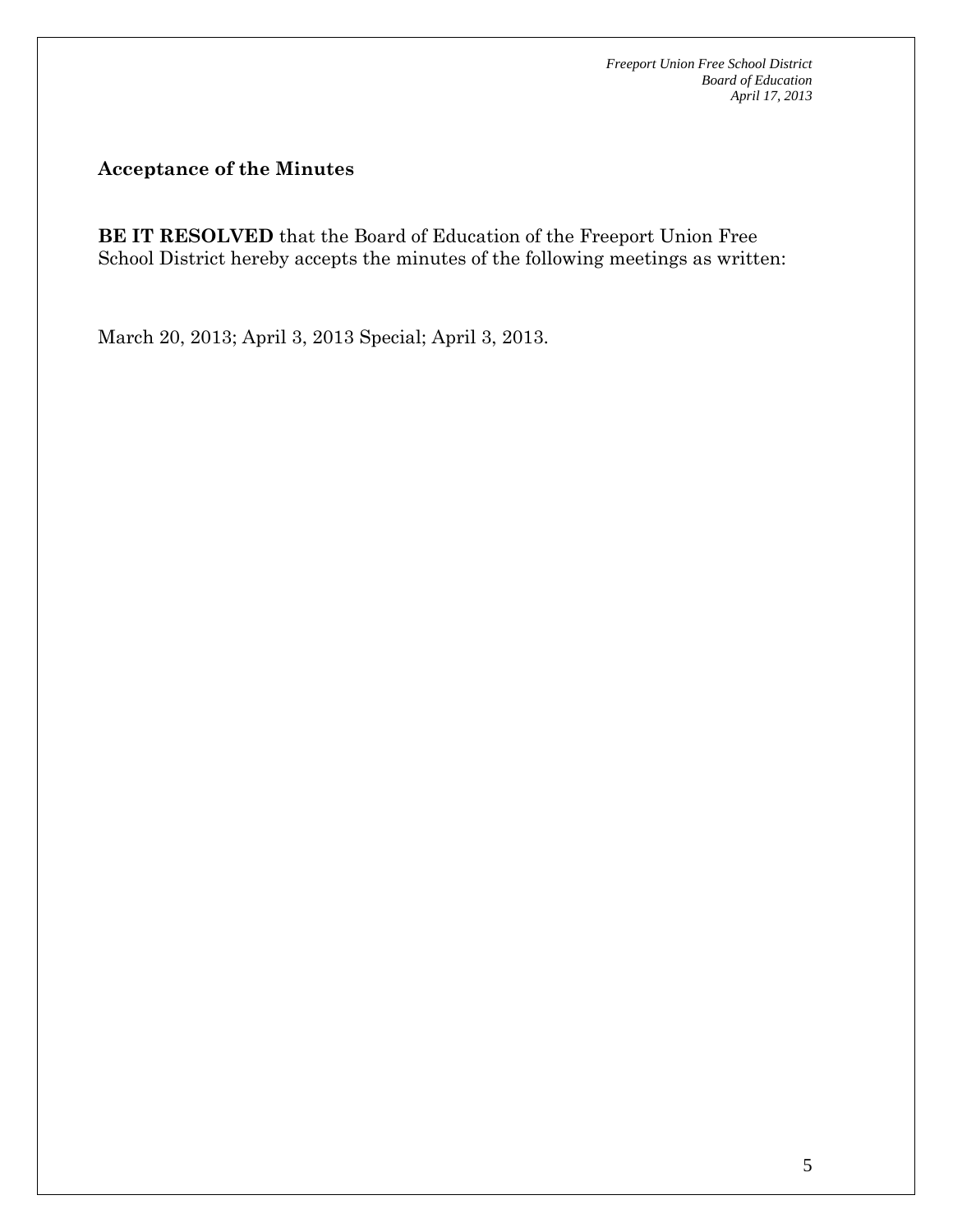**Acceptance of the Minutes**

**BE IT RESOLVED** that the Board of Education of the Freeport Union Free School District hereby accepts the minutes of the following meetings as written:

March 20, 2013; April 3, 2013 Special; April 3, 2013.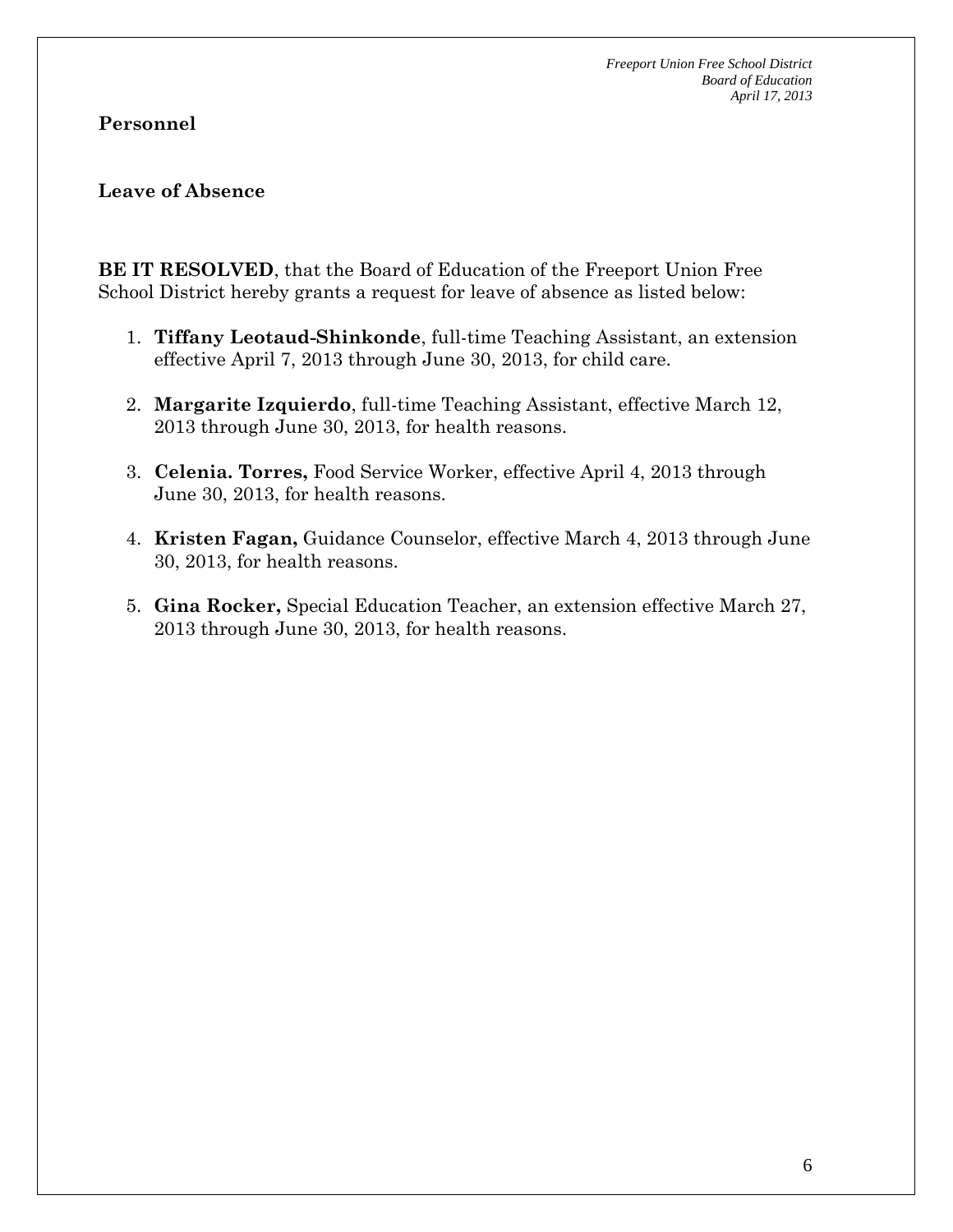## Personnel

### Leave of Absence

**BE IT RESOLVED**, that the Board of Education of the Freeport Union Free School District hereby grants a request for leave of absence as listed below:

1. **Tiffany Leotaud-Shinkonde**, full-time Teaching Assistant, an extension effective April 7, 2013 through June 30, 2013, for child care.

2. **Margarite Izquierdo**, full-time Teaching Assistant, effective March 12, 2013 through June 30, 2013, for health reasons.

3. **Celenia. Torres,** Food Service Worker, effective April 4, 2013 through June 30, 2013, for health reasons.

4. **Kristen Fagan,** Guidance Counselor, effective March 4, 2013 through June 30, 2013, for health reasons.

5. **Gina Rocker,** Special Education Teacher, an extension effective March 27, 2013 through June 30, 2013, for health reasons.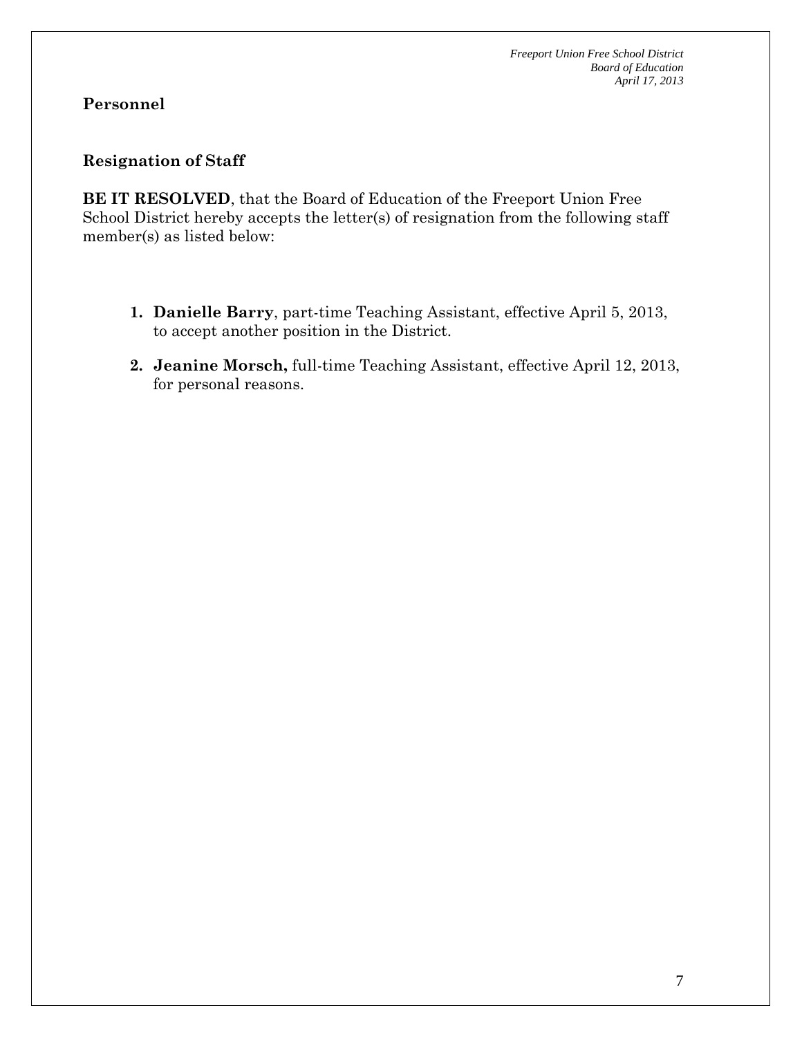## Personnel

### Resignation of Staff

**BE IT RESOLVED**, that the Board of Education of the Freeport Union Free School District hereby accepts the letter(s) of resignation from the following staff member(s) as listed below:

1. **Danielle Barry**, part-time Teaching Assistant, effective April 5, 2013, to accept another position in the District.
2. **Jeanine Morsch,** full-time Teaching Assistant, effective April 12, 2013, for personal reasons.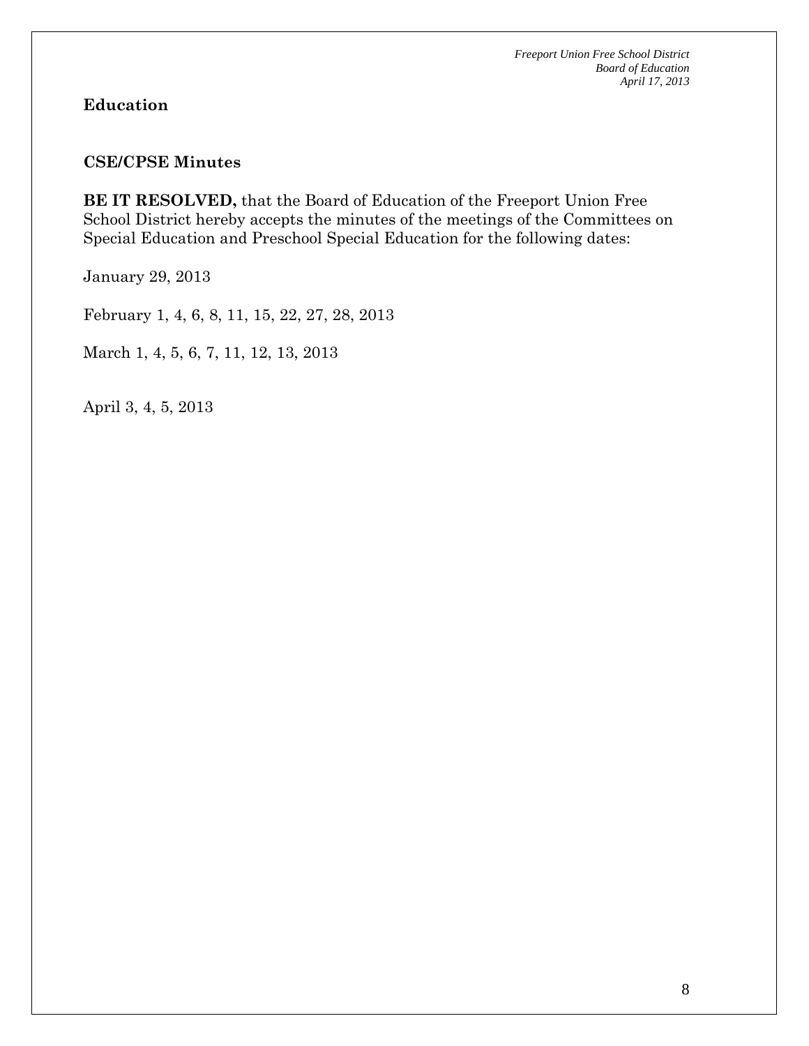**Education**

**CSE/CPSE Minutes**

**BE IT RESOLVED,** that the Board of Education of the Freeport Union Free School District hereby accepts the minutes of the meetings of the Committees on Special Education and Preschool Special Education for the following dates:

January 29, 2013

February 1, 4, 6, 8, 11, 15, 22, 27, 28, 2013

March 1, 4, 5, 6, 7, 11, 12, 13, 2013

April 3, 4, 5, 2013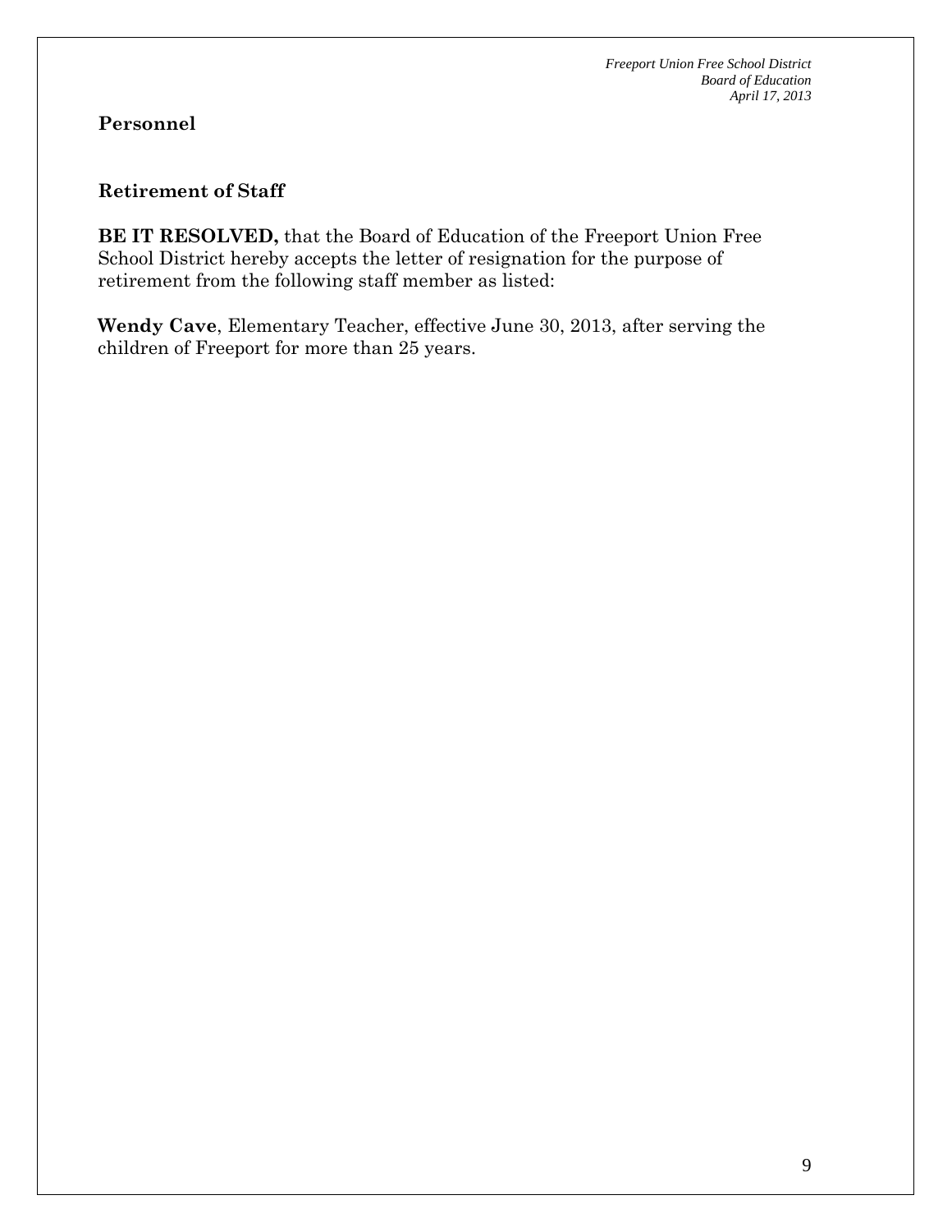## Personnel

### Retirement of Staff

**BE IT RESOLVED,** that the Board of Education of the Freeport Union Free School District hereby accepts the letter of resignation for the purpose of retirement from the following staff member as listed:

**Wendy Cave**, Elementary Teacher, effective June 30, 2013, after serving the children of Freeport for more than 25 years.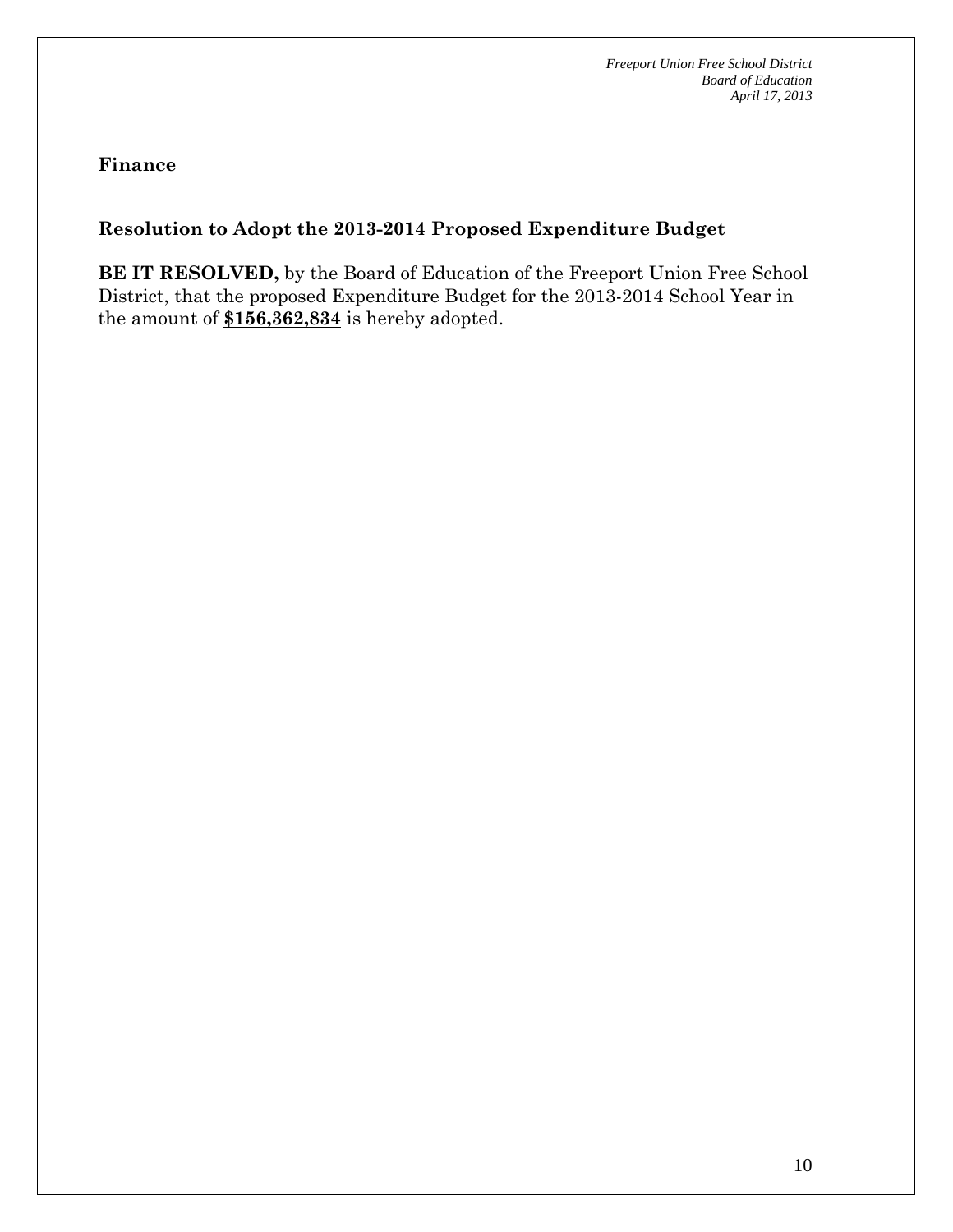## Finance

### Resolution to Adopt the 2013-2014 Proposed Expenditure Budget

**BE IT RESOLVED,** by the Board of Education of the Freeport Union Free School District, that the proposed Expenditure Budget for the 2013-2014 School Year in the amount of **$156,362,834** is hereby adopted.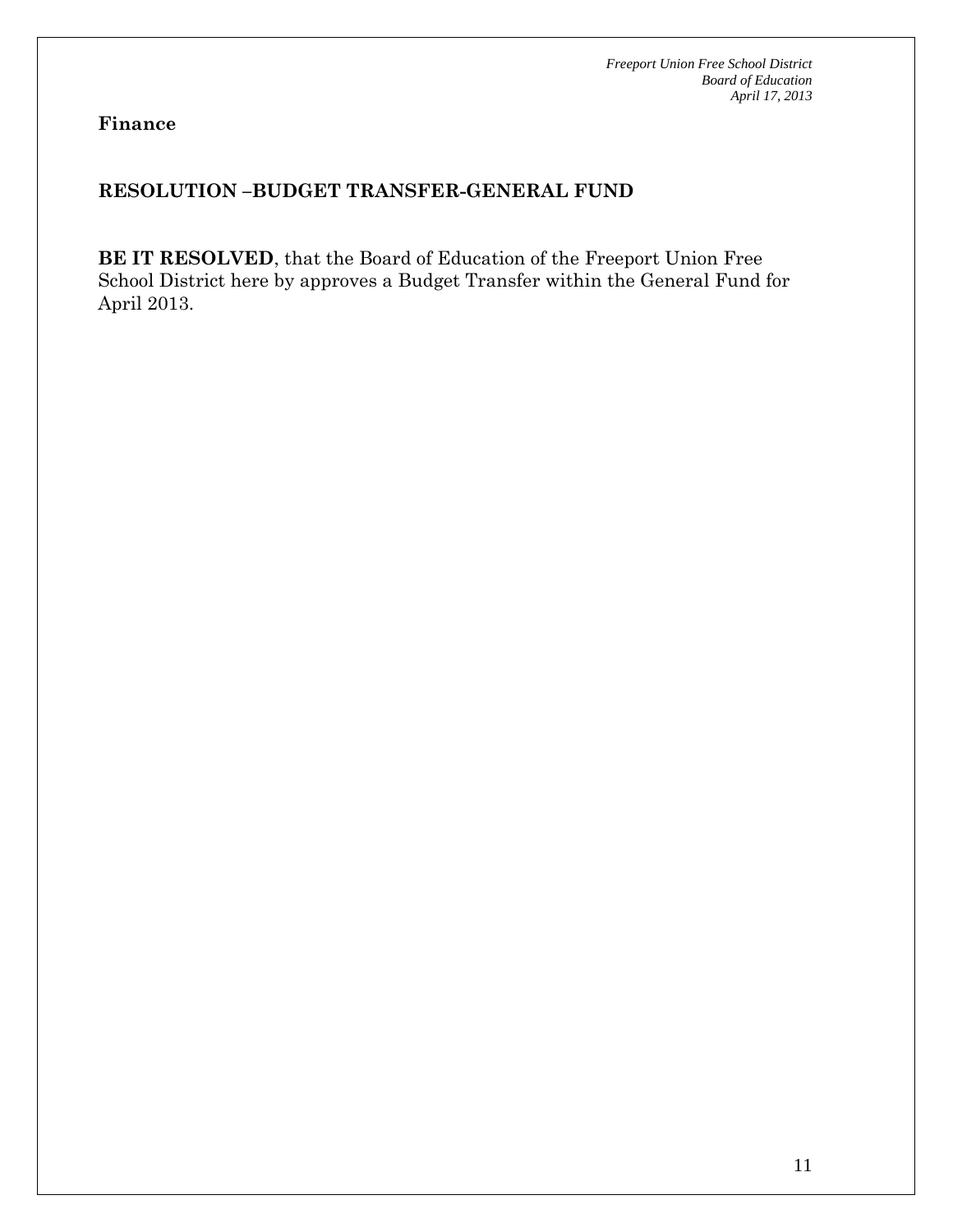**Finance**

**RESOLUTION –BUDGET TRANSFER-GENERAL FUND**

**BE IT RESOLVED**, that the Board of Education of the Freeport Union Free School District here by approves a Budget Transfer within the General Fund for April 2013.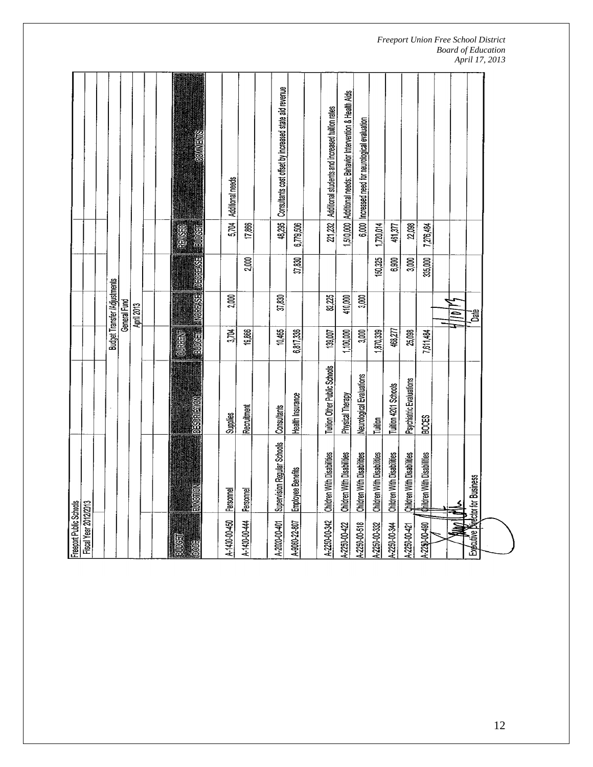Freeport Public Schools
Fiscal Year 2012/2013

Budget Transfer /Adjustments
General Fund
April 2013

| BUDGET CODE | FUNCTION | DESCRIPTION | CURRENT BUDGET | INCREASE | DECREASE | REVISED BUDGET | COMMENTS |
|---|---|---|---|---|---|---|---|
| A-1430-00-450 | Personnel | Supplies | 3,704 | 2,000 | | 5,704 | Additional needs |
| A-1430-00-444 | Personnel | Recruitment | 19,866 | | 2,000 | 17,866 | |
| A-2020-00-401 | Supervision Regular Schools | Consultants | 10,465 | 37,830 | | 48,295 | Consultants cost offset by increased state aid revenue |
| A-9060-22-807 | Employee Benefits | Health Insurance | 6,817,336 | | 37,830 | 6,779,506 | |
| A-2250-00-342 | Children With Disabilities | Tuition Other Public Schools | 139,007 | 82,225 | | 221,232 | Additional students and increased tuition rates |
| A-2250-00-422 | Children With Disabilities | Physical Therapy | 1,100,000 | 410,000 | | 1,510,000 | Additional needs: Behavior Intervention & Health Aids |
| A-2250-00-518 | Children With Disabilities | Neurological Evaluations | 3,000 | 3,000 | | 6,000 | Increased need for neurological evaluation |
| A-2250-00-332 | Children With Disabilities | Tuition | 1,870,339 | | 150,325 | 1,720,014 | |
| A-2250-00-344 | Children With Disabilities | Tuition 4201 Schools | 468,277 | | 6,900 | 461,377 | |
| A-2250-00-421 | Children With Disabilities | Psychiatric Evaluations | 25,098 | | 3,000 | 22,098 | |
| A-2250-00-490 | Children With Disabilities | BOCES | 7,611,484 | | 335,000 | 7,276,484 | |

Executive Director for Business

4/10/13
Date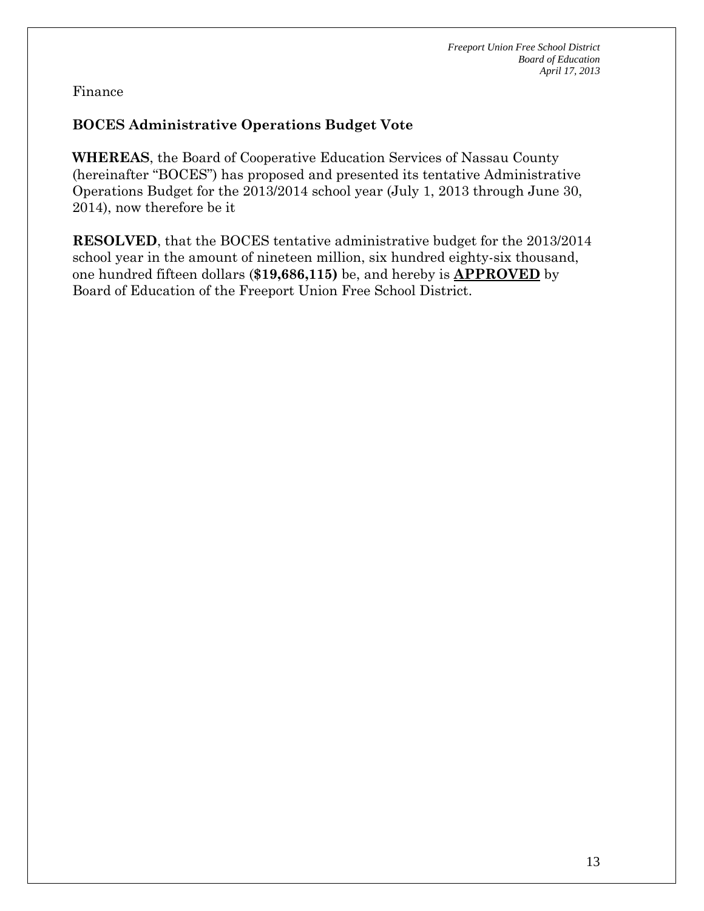Finance

## BOCES Administrative Operations Budget Vote

**WHEREAS**, the Board of Cooperative Education Services of Nassau County (hereinafter "BOCES") has proposed and presented its tentative Administrative Operations Budget for the 2013/2014 school year (July 1, 2013 through June 30, 2014), now therefore be it

**RESOLVED**, that the BOCES tentative administrative budget for the 2013/2014 school year in the amount of nineteen million, six hundred eighty-six thousand, one hundred fifteen dollars (**$19,686,115)** be, and hereby is **APPROVED** by Board of Education of the Freeport Union Free School District.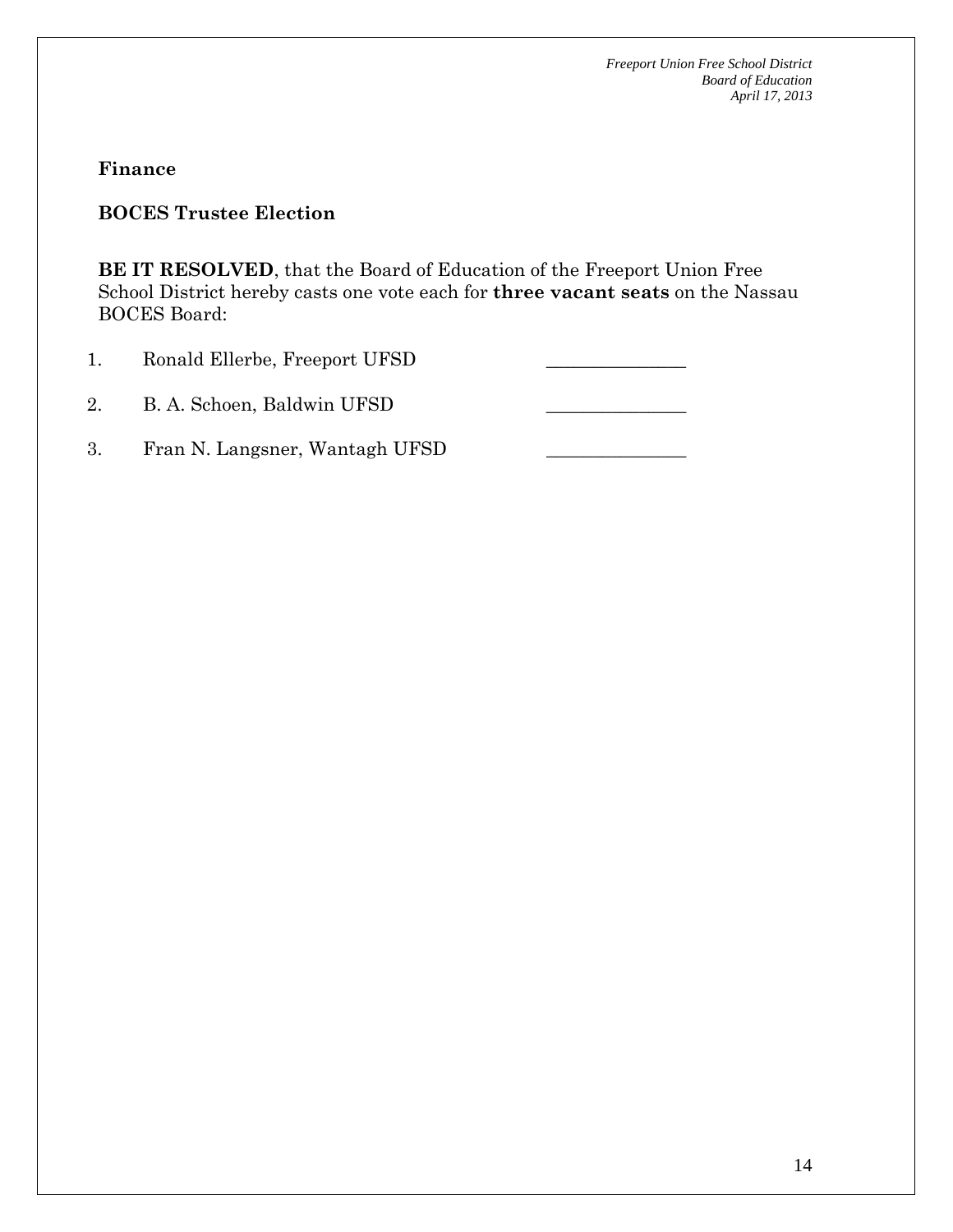**Finance**

**BOCES Trustee Election**

**BE IT RESOLVED**, that the Board of Education of the Freeport Union Free School District hereby casts one vote each for **three vacant seats** on the Nassau BOCES Board:

1. Ronald Ellerbe, Freeport UFSD ______________
2. B. A. Schoen, Baldwin UFSD ______________
3. Fran N. Langsner, Wantagh UFSD ______________